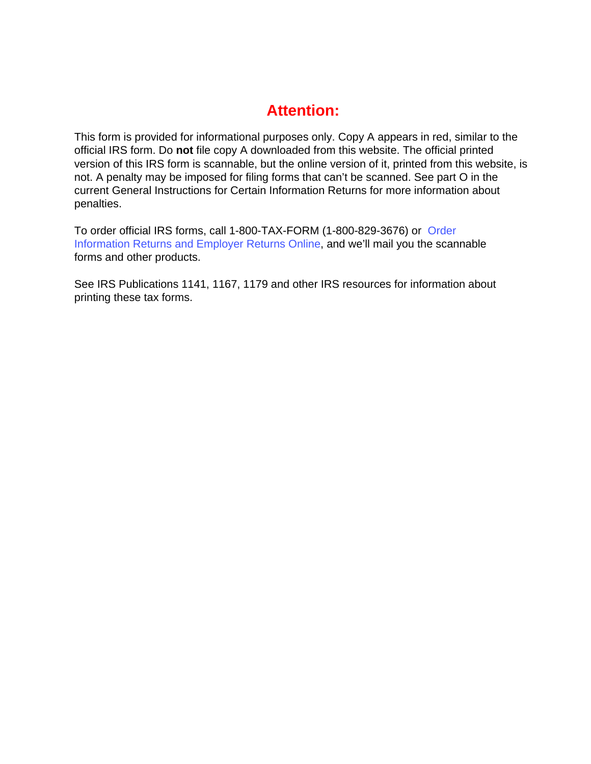# Attention:

This form is provided for informational purposes only. Copy A appears in red, similar to the official IRS form. Do **not** file copy A downloaded from this website. The official printed version of this IRS form is scannable, but the online version of it, printed from this website, is not. A penalty may be imposed for filing forms that can't be scanned. See part O in the current General Instructions for Certain Information Returns for more information about penalties.

To order official IRS forms, call 1-800-TAX-FORM (1-800-829-3676) or Order Information Returns and Employer Returns Online, and we'll mail you the scannable forms and other products.

See IRS Publications 1141, 1167, 1179 and other IRS resources for information about printing these tax forms.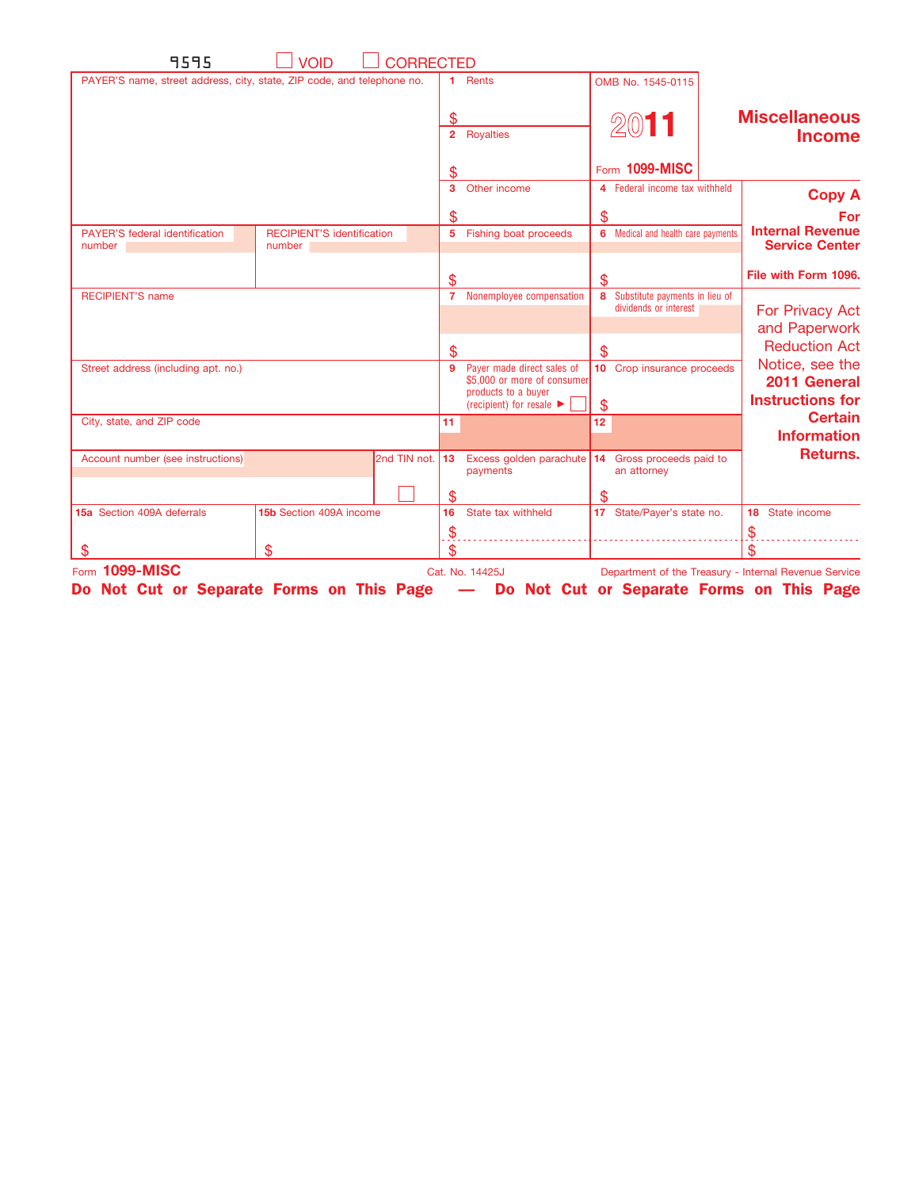9595 ☐ VOID ☐ CORRECTED

| PAYER'S name, street address, city, state, ZIP code, and telephone no. | | | 1 Rents $ | OMB No. 1545-0115 **2011** Form **1099-MISC** | **Miscellaneous Income** |
|---|---|---|---|---|---|
| | | | 2 Royalties $ | | |
| | | | 3 Other income $ | 4 Federal income tax withheld $ | **Copy A For Internal Revenue Service Center** |
| PAYER'S federal identification number | RECIPIENT'S identification number | | 5 Fishing boat proceeds $ | 6 Medical and health care payments $ | **File with Form 1096.** |
| RECIPIENT'S name | | | 7 Nonemployee compensation $ | 8 Substitute payments in lieu of dividends or interest $ | For Privacy Act and Paperwork Reduction Act Notice, see the **2011 General Instructions for Certain Information Returns.** |
| Street address (including apt. no.) | | | 9 Payer made direct sales of $5,000 or more of consumer products to a buyer (recipient) for resale ► ☐ | 10 Crop insurance proceeds $ | |
| City, state, and ZIP code | | | 11 | 12 | |
| Account number (see instructions) | | 2nd TIN not. ☐ | 13 Excess golden parachute payments $ | 14 Gross proceeds paid to an attorney $ | |
| **15a** Section 409A deferrals $ | **15b** Section 409A income $ | | 16 State tax withheld $ $ | 17 State/Payer's state no. | 18 State income $ $ |

Form **1099-MISC** Cat. No. 14425J Department of the Treasury - Internal Revenue Service

**Do Not Cut or Separate Forms on This Page — Do Not Cut or Separate Forms on This Page**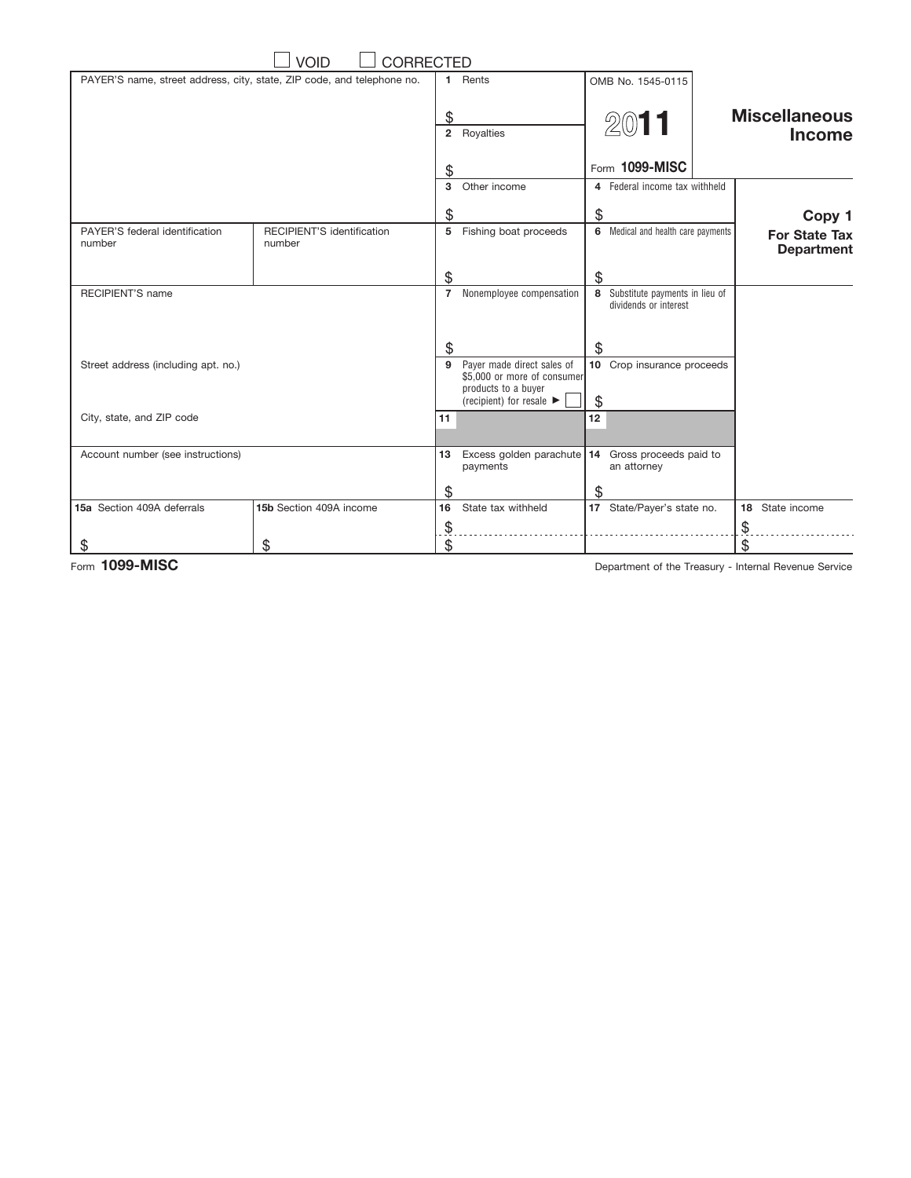☐ VOID ☐ CORRECTED

| PAYER'S name, street address, city, state, ZIP code, and telephone no. | | 1 Rents<br><br>$ | OMB No. 1545-0115<br><br>**2011**<br><br>Form **1099-MISC** | **Miscellaneous Income** |
|---|---|---|---|---|
| | | 2 Royalties<br><br>$ | | |
| | | 3 Other income<br><br>$ | 4 Federal income tax withheld<br><br>$ | **Copy 1**<br>**For State Tax Department** |
| PAYER'S federal identification number | RECIPIENT'S identification number | 5 Fishing boat proceeds<br><br>$ | 6 Medical and health care payments<br><br>$ | |
| RECIPIENT'S name | | 7 Nonemployee compensation<br><br>$ | 8 Substitute payments in lieu of dividends or interest<br><br>$ | |
| Street address (including apt. no.) | | 9 Payer made direct sales of $5,000 or more of consumer products to a buyer (recipient) for resale ► ☐ | 10 Crop insurance proceeds<br><br>$ | |
| City, state, and ZIP code | | 11 | 12 | |
| Account number (see instructions) | | 13 Excess golden parachute payments<br><br>$ | 14 Gross proceeds paid to an attorney<br><br>$ | |
| 15a Section 409A deferrals<br><br>$ | 15b Section 409A income<br><br>$ | 16 State tax withheld<br>$<br>$ | 17 State/Payer's state no. | 18 State income<br>$<br>$ |

Form **1099-MISC** Department of the Treasury - Internal Revenue Service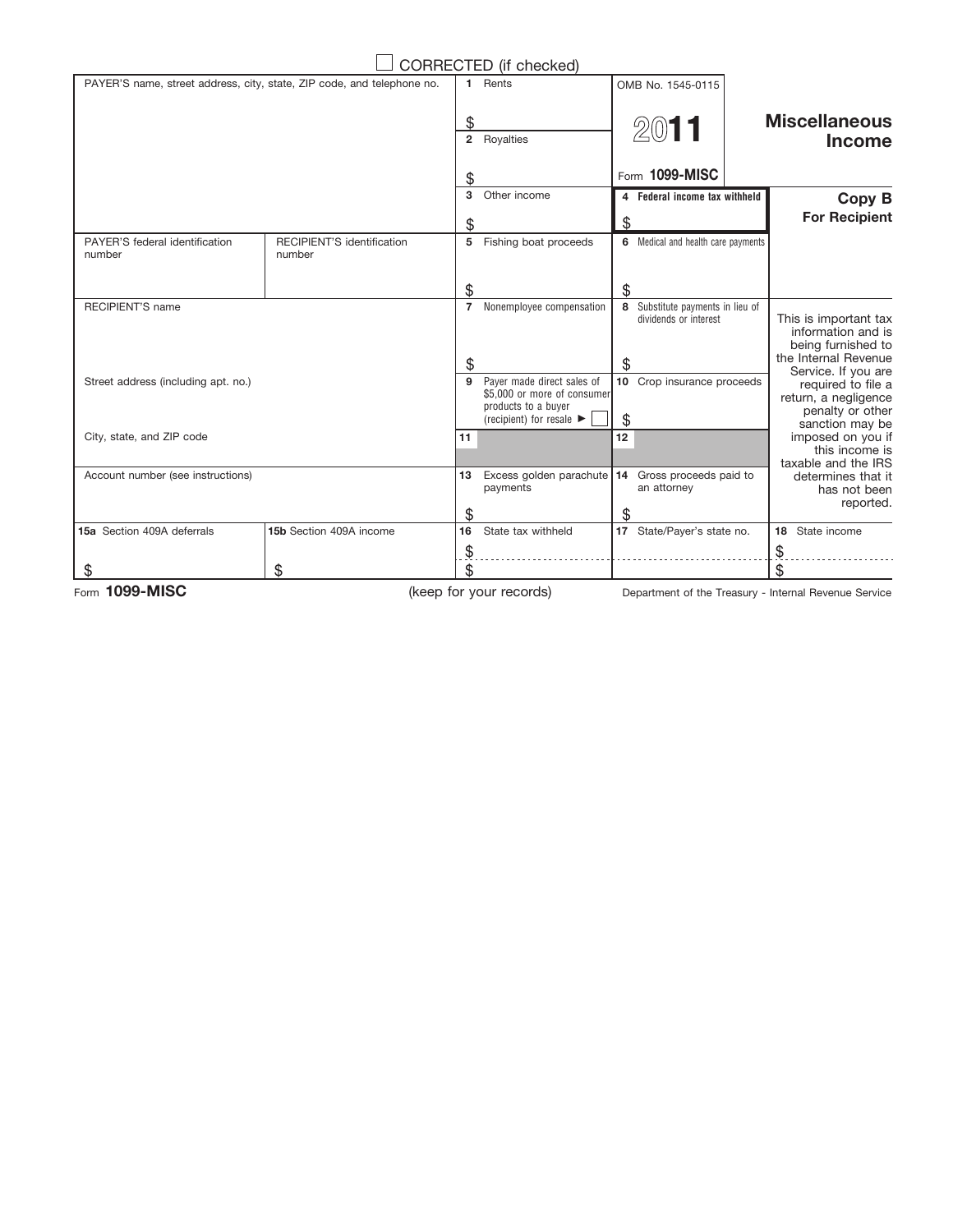☐ CORRECTED (if checked)

| PAYER'S name, street address, city, state, ZIP code, and telephone no. | | 1 Rents $ | OMB No. 1545-0115 2011 Form 1099-MISC | **Miscellaneous Income** |
|---|---|---|---|---|
| | | 2 Royalties $ | | |
| | | 3 Other income $ | **4 Federal income tax withheld** $ | **Copy B For Recipient** |
| PAYER'S federal identification number | RECIPIENT'S identification number | 5 Fishing boat proceeds $ | 6 Medical and health care payments $ | |
| RECIPIENT'S name | | 7 Nonemployee compensation $ | 8 Substitute payments in lieu of dividends or interest $ | This is important tax information and is being furnished to the Internal Revenue Service. If you are required to file a return, a negligence penalty or other sanction may be imposed on you if this income is taxable and the IRS determines that it has not been reported. |
| Street address (including apt. no.) | | 9 Payer made direct sales of $5,000 or more of consumer products to a buyer (recipient) for resale ► ☐ | 10 Crop insurance proceeds $ | |
| City, state, and ZIP code | | 11 | 12 | |
| Account number (see instructions) | | 13 Excess golden parachute payments $ | 14 Gross proceeds paid to an attorney $ | |
| **15a** Section 409A deferrals $ | **15b** Section 409A income $ | 16 State tax withheld $ $ | 17 State/Payer's state no. | 18 State income $ $ |

Form **1099-MISC** (keep for your records) Department of the Treasury - Internal Revenue Service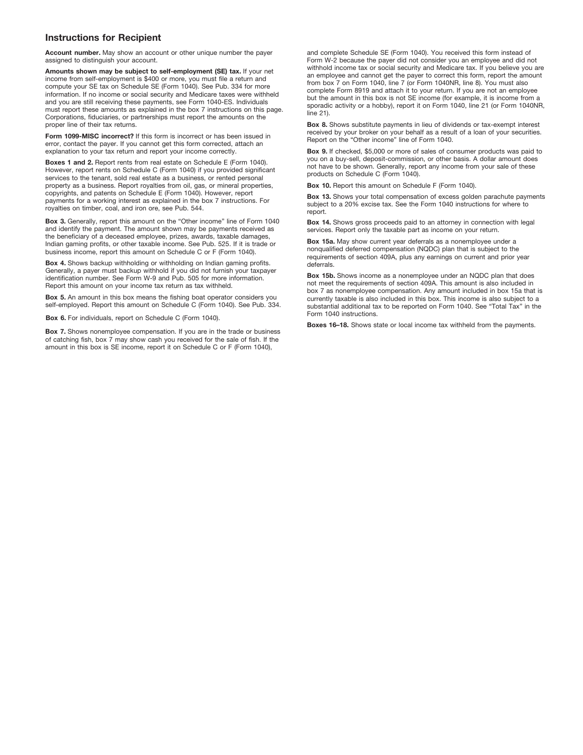## Instructions for Recipient

**Account number.** May show an account or other unique number the payer assigned to distinguish your account.

**Amounts shown may be subject to self-employment (SE) tax.** If your net income from self-employment is $400 or more, you must file a return and compute your SE tax on Schedule SE (Form 1040). See Pub. 334 for more information. If no income or social security and Medicare taxes were withheld and you are still receiving these payments, see Form 1040-ES. Individuals must report these amounts as explained in the box 7 instructions on this page. Corporations, fiduciaries, or partnerships must report the amounts on the proper line of their tax returns.

**Form 1099-MISC incorrect?** If this form is incorrect or has been issued in error, contact the payer. If you cannot get this form corrected, attach an explanation to your tax return and report your income correctly.

**Boxes 1 and 2.** Report rents from real estate on Schedule E (Form 1040). However, report rents on Schedule C (Form 1040) if you provided significant services to the tenant, sold real estate as a business, or rented personal property as a business. Report royalties from oil, gas, or mineral properties, copyrights, and patents on Schedule E (Form 1040). However, report payments for a working interest as explained in the box 7 instructions. For royalties on timber, coal, and iron ore, see Pub. 544.

**Box 3.** Generally, report this amount on the "Other income" line of Form 1040 and identify the payment. The amount shown may be payments received as the beneficiary of a deceased employee, prizes, awards, taxable damages, Indian gaming profits, or other taxable income. See Pub. 525. If it is trade or business income, report this amount on Schedule C or F (Form 1040).

**Box 4.** Shows backup withholding or withholding on Indian gaming profits. Generally, a payer must backup withhold if you did not furnish your taxpayer identification number. See Form W-9 and Pub. 505 for more information. Report this amount on your income tax return as tax withheld.

**Box 5.** An amount in this box means the fishing boat operator considers you self-employed. Report this amount on Schedule C (Form 1040). See Pub. 334.

**Box 6.** For individuals, report on Schedule C (Form 1040).

**Box 7.** Shows nonemployee compensation. If you are in the trade or business of catching fish, box 7 may show cash you received for the sale of fish. If the amount in this box is SE income, report it on Schedule C or F (Form 1040), and complete Schedule SE (Form 1040). You received this form instead of Form W-2 because the payer did not consider you an employee and did not withhold income tax or social security and Medicare tax. If you believe you are an employee and cannot get the payer to correct this form, report the amount from box 7 on Form 1040, line 7 (or Form 1040NR, line 8). You must also complete Form 8919 and attach it to your return. If you are not an employee but the amount in this box is not SE income (for example, it is income from a sporadic activity or a hobby), report it on Form 1040, line 21 (or Form 1040NR, line 21).

**Box 8.** Shows substitute payments in lieu of dividends or tax-exempt interest received by your broker on your behalf as a result of a loan of your securities. Report on the "Other income" line of Form 1040.

**Box 9.** If checked, $5,000 or more of sales of consumer products was paid to you on a buy-sell, deposit-commission, or other basis. A dollar amount does not have to be shown. Generally, report any income from your sale of these products on Schedule C (Form 1040).

**Box 10.** Report this amount on Schedule F (Form 1040).

**Box 13.** Shows your total compensation of excess golden parachute payments subject to a 20% excise tax. See the Form 1040 instructions for where to report.

**Box 14.** Shows gross proceeds paid to an attorney in connection with legal services. Report only the taxable part as income on your return.

**Box 15a.** May show current year deferrals as a nonemployee under a nonqualified deferred compensation (NQDC) plan that is subject to the requirements of section 409A, plus any earnings on current and prior year deferrals.

**Box 15b.** Shows income as a nonemployee under an NQDC plan that does not meet the requirements of section 409A. This amount is also included in box 7 as nonemployee compensation. Any amount included in box 15a that is currently taxable is also included in this box. This income is also subject to a substantial additional tax to be reported on Form 1040. See "Total Tax" in the Form 1040 instructions.

**Boxes 16–18.** Shows state or local income tax withheld from the payments.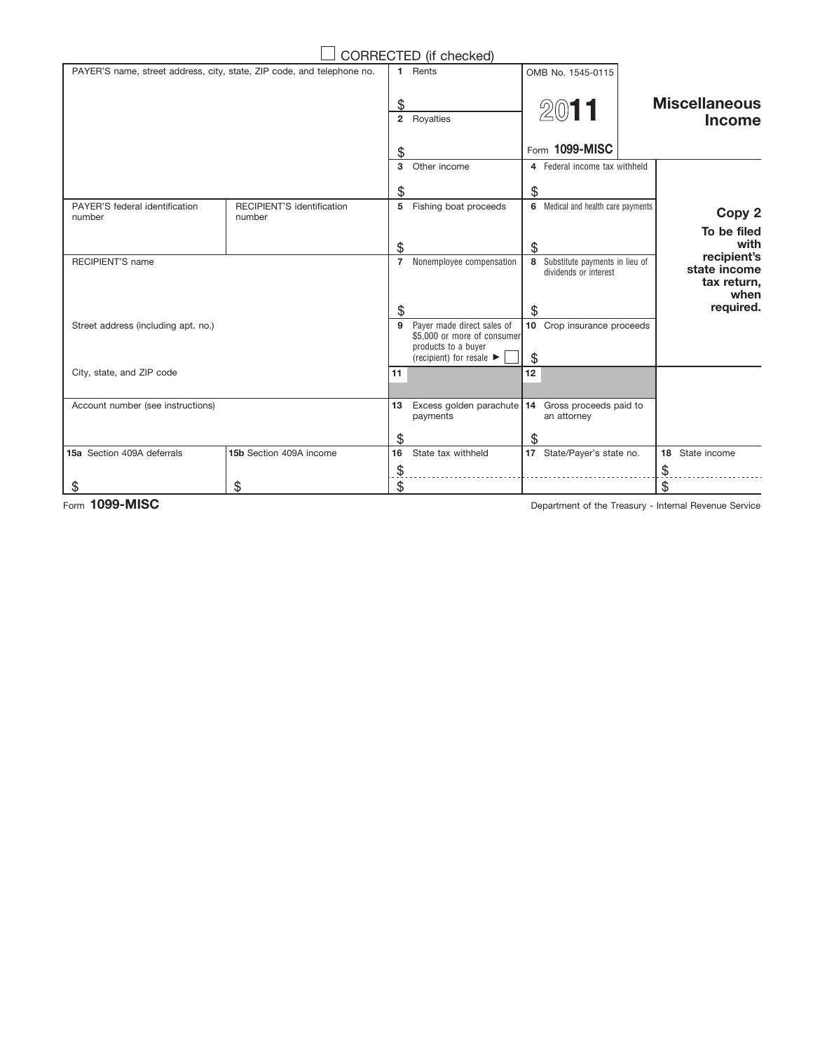☐ CORRECTED (if checked)

| PAYER'S name, street address, city, state, ZIP code, and telephone no. | | 1 Rents<br>$ | OMB No. 1545-0115<br><br>**2011**<br><br>Form **1099-MISC** | **Miscellaneous Income** |
|---|---|---|---|---|
| | | 2 Royalties<br>$ | | |
| | | 3 Other income<br>$ | 4 Federal income tax withheld<br>$ | |
| PAYER'S federal identification number | RECIPIENT'S identification number | 5 Fishing boat proceeds<br>$ | 6 Medical and health care payments<br>$ | **Copy 2**<br>**To be filed with recipient's state income tax return, when required.** |
| RECIPIENT'S name | | 7 Nonemployee compensation<br>$ | 8 Substitute payments in lieu of dividends or interest<br>$ | |
| Street address (including apt. no.) | | 9 Payer made direct sales of $5,000 or more of consumer products to a buyer (recipient) for resale ► ☐ | 10 Crop insurance proceeds<br>$ | |
| City, state, and ZIP code | | 11 | 12 | |
| Account number (see instructions) | | 13 Excess golden parachute payments<br>$ | 14 Gross proceeds paid to an attorney<br>$ | |
| **15a** Section 409A deferrals<br>$ | **15b** Section 409A income<br>$ | 16 State tax withheld<br>$<br>$ | 17 State/Payer's state no. | 18 State income<br>$<br>$ |

Form **1099-MISC** Department of the Treasury - Internal Revenue Service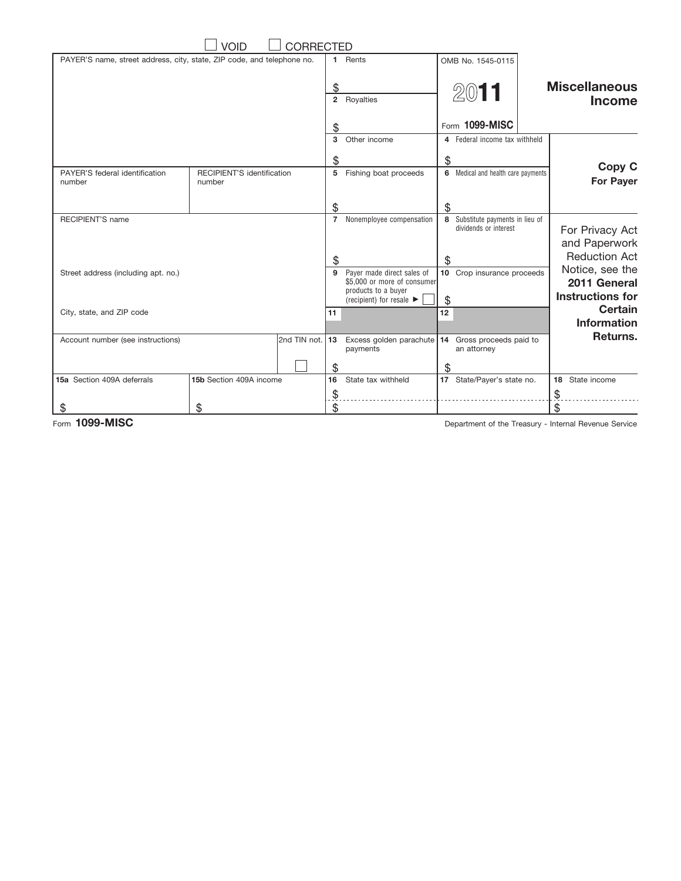☐ VOID ☐ CORRECTED

| PAYER'S name, street address, city, state, ZIP code, and telephone no. | | | 1 Rents<br>$ | OMB No. 1545-0115<br>**2011**<br>Form **1099-MISC** | **Miscellaneous Income** |
|---|---|---|---|---|---|
| | | | 2 Royalties<br>$ | | |
| | | | 3 Other income<br>$ | 4 Federal income tax withheld<br>$ | **Copy C**<br>**For Payer** |
| PAYER'S federal identification number | RECIPIENT'S identification number | | 5 Fishing boat proceeds<br>$ | 6 Medical and health care payments<br>$ | |
| RECIPIENT'S name | | | 7 Nonemployee compensation<br>$ | 8 Substitute payments in lieu of dividends or interest<br>$ | For Privacy Act and Paperwork Reduction Act Notice, see the **2011 General Instructions for Certain Information Returns.** |
| Street address (including apt. no.) | | | 9 Payer made direct sales of $5,000 or more of consumer products to a buyer (recipient) for resale ► ☐ | 10 Crop insurance proceeds<br>$ | |
| City, state, and ZIP code | | | 11 | 12 | |
| Account number (see instructions) | | 2nd TIN not. ☐ | 13 Excess golden parachute payments<br>$ | 14 Gross proceeds paid to an attorney<br>$ | |
| 15a Section 409A deferrals<br>$ | 15b Section 409A income<br>$ | | 16 State tax withheld<br>$<br>$ | 17 State/Payer's state no. | 18 State income<br>$<br>$ |

Form **1099-MISC**

Department of the Treasury - Internal Revenue Service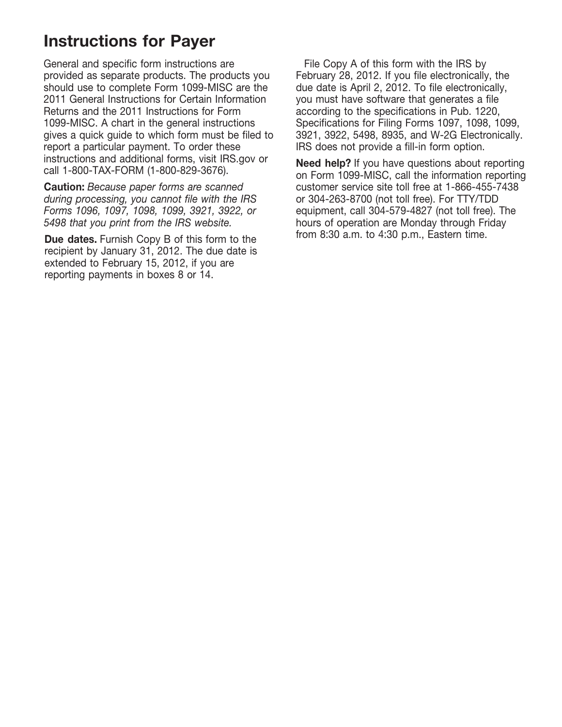## Instructions for Payer

General and specific form instructions are provided as separate products. The products you should use to complete Form 1099-MISC are the 2011 General Instructions for Certain Information Returns and the 2011 Instructions for Form 1099-MISC. A chart in the general instructions gives a quick guide to which form must be filed to report a particular payment. To order these instructions and additional forms, visit IRS.gov or call 1-800-TAX-FORM (1-800-829-3676).

**Caution:** *Because paper forms are scanned during processing, you cannot file with the IRS Forms 1096, 1097, 1098, 1099, 3921, 3922, or 5498 that you print from the IRS website.*

**Due dates.** Furnish Copy B of this form to the recipient by January 31, 2012. The due date is extended to February 15, 2012, if you are reporting payments in boxes 8 or 14.

File Copy A of this form with the IRS by February 28, 2012. If you file electronically, the due date is April 2, 2012. To file electronically, you must have software that generates a file according to the specifications in Pub. 1220, Specifications for Filing Forms 1097, 1098, 1099, 3921, 3922, 5498, 8935, and W-2G Electronically. IRS does not provide a fill-in form option.

**Need help?** If you have questions about reporting on Form 1099-MISC, call the information reporting customer service site toll free at 1-866-455-7438 or 304-263-8700 (not toll free). For TTY/TDD equipment, call 304-579-4827 (not toll free). The hours of operation are Monday through Friday from 8:30 a.m. to 4:30 p.m., Eastern time.